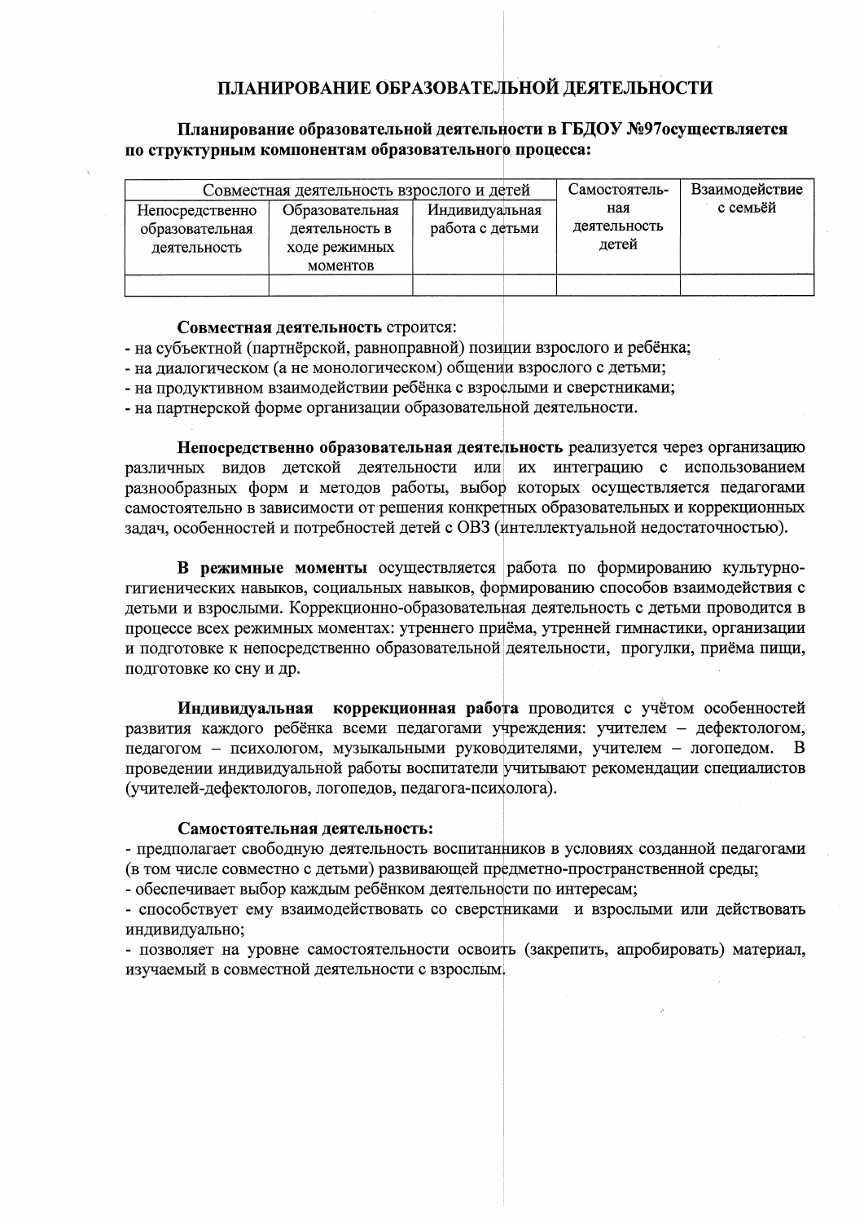# ПЛАНИРОВАНИЕ ОБРАЗОВАТЕЛЬНОЙ ДЕЯТЕЛЬНОСТИ

**Планирование образовательной деятельности в ГБДОУ №97осуществляется по структурным компонентам образовательного процесса:**

| Совместная деятельность взрослого и детей | | | Самостоятельная деятельность детей | Взаимодействие с семьёй |
|---|---|---|---|---|
| Непосредственно образовательная деятельность | Образовательная деятельность в ходе режимных моментов | Индивидуальная работа с детьми | | |
| | | | | |

**Совместная деятельность** строится:
- на субъектной (партнёрской, равноправной) позиции взрослого и ребёнка;
- на диалогическом (а не монологическом) общении взрослого с детьми;
- на продуктивном взаимодействии ребёнка с взрослыми и сверстниками;
- на партнерской форме организации образовательной деятельности.

**Непосредственно образовательная деятельность** реализуется через организацию различных видов детской деятельности или их интеграцию с использованием разнообразных форм и методов работы, выбор которых осуществляется педагогами самостоятельно в зависимости от решения конкретных образовательных и коррекционных задач, особенностей и потребностей детей с ОВЗ (интеллектуальной недостаточностью).

**В режимные моменты** осуществляется работа по формированию культурно-гигиенических навыков, социальных навыков, формированию способов взаимодействия с детьми и взрослыми. Коррекционно-образовательная деятельность с детьми проводится в процессе всех режимных моментах: утреннего приёма, утренней гимнастики, организации и подготовке к непосредственно образовательной деятельности, прогулки, приёма пищи, подготовке ко сну и др.

**Индивидуальная коррекционная работа** проводится с учётом особенностей развития каждого ребёнка всеми педагогами учреждения: учителем – дефектологом, педагогом – психологом, музыкальными руководителями, учителем – логопедом. В проведении индивидуальной работы воспитатели учитывают рекомендации специалистов (учителей-дефектологов, логопедов, педагога-психолога).

**Самостоятельная деятельность:**
- предполагает свободную деятельность воспитанников в условиях созданной педагогами (в том числе совместно с детьми) развивающей предметно-пространственной среды;
- обеспечивает выбор каждым ребёнком деятельности по интересам;
- способствует ему взаимодействовать со сверстниками и взрослыми или действовать индивидуально;
- позволяет на уровне самостоятельности освоить (закрепить, апробировать) материал, изучаемый в совместной деятельности с взрослым.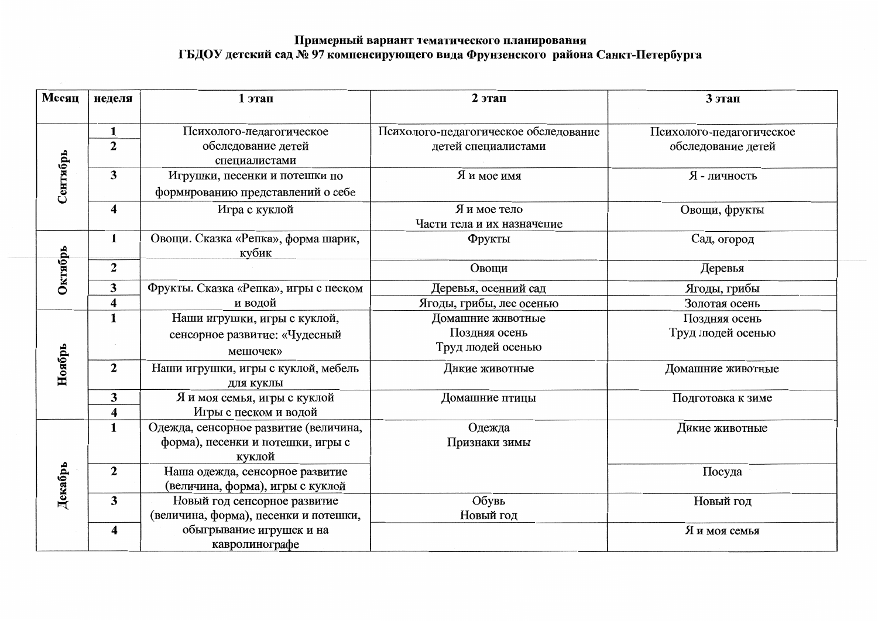**Примерный вариант тематического планирования**
**ГБДОУ детский сад № 97 компенсирующего вида Фрунзенского района Санкт-Петербурга**

| Месяц | неделя | 1 этап | 2 этап | 3 этап |
|---|---|---|---|---|
| Сентябрь | 1 | Психолого-педагогическое обследование детей специалистами | Психолого-педагогическое обследование детей специалистами | Психолого-педагогическое обследование детей |
| | 2 | | | |
| | 3 | Игрушки, песенки и потешки по формированию представлений о себе | Я и мое имя | Я - личность |
| | 4 | Игра с куклой | Я и мое тело Части тела и их назначение | Овощи, фрукты |
| Октябрь | 1 | Овощи. Сказка «Репка», форма шарик, кубик | Фрукты | Сад, огород |
| | 2 | | Овощи | Деревья |
| | 3 | Фрукты. Сказка «Репка», игры с песком и водой | Деревья, осенний сад | Ягоды, грибы |
| | 4 | | Ягоды, грибы, лес осенью | Золотая осень |
| Ноябрь | 1 | Наши игрушки, игры с куклой, сенсорное развитие: «Чудесный мешочек» | Домашние животные Поздняя осень Труд людей осенью | Поздняя осень Труд людей осенью |
| | 2 | Наши игрушки, игры с куклой, мебель для куклы | Дикие животные | Домашние животные |
| | 3 | Я и моя семья, игры с куклой Игры с песком и водой | Домашние птицы | Подготовка к зиме |
| | 4 | | | |
| Декабрь | 1 | Одежда, сенсорное развитие (величина, форма), песенки и потешки, игры с куклой | Одежда Признаки зимы | Дикие животные |
| | 2 | Наша одежда, сенсорное развитие (величина, форма), игры с куклой | | Посуда |
| | 3 | Новый год сенсорное развитие (величина, форма), песенки и потешки, обыгрывание игрушек и на ковролинографе | Обувь Новый год | Новый год |
| | 4 | | | Я и моя семья |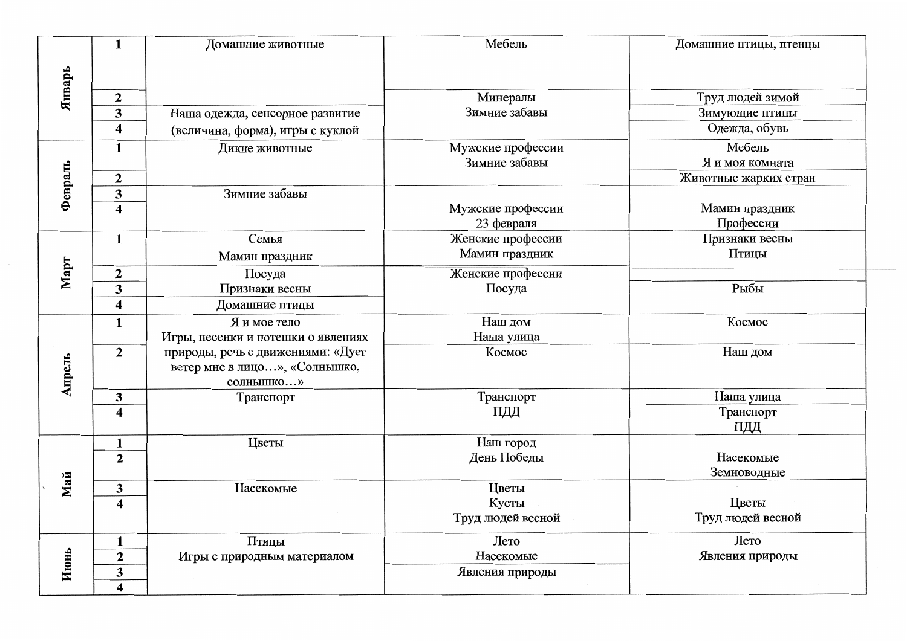| Месяц | Неделя | | | |
|---|---|---|---|---|
| Январь | 1 | Домашние животные | Мебель | Домашние птицы, птенцы |
| | 2 | | Минералы Зимние забавы | Труд людей зимой |
| | 3 | Наша одежда, сенсорное развитие (величина, форма), игры с куклой | | Зимующие птицы |
| | 4 | | | Одежда, обувь |
| Февраль | 1 | Дикие животные | Мужские профессии Зимние забавы | Мебель Я и моя комната |
| | 2 | | | Животные жарких стран |
| | 3 | Зимние забавы | Мужские профессии 23 февраля | Мамин праздник Профессии |
| | 4 | | | |
| Март | 1 | Семья Мамин праздник | Женские профессии Мамин праздник | Признаки весны Птицы |
| | 2 | Посуда | Женские профессии Посуда | |
| | 3 | Признаки весны | | Рыбы |
| | 4 | Домашние птицы | | |
| Апрель | 1 | Я и мое тело Игры, песенки и потешки о явлениях природы, речь с движениями: «Дует ветер мне в лицо…», «Солнышко, солнышко…» | Наш дом Наша улица | Космос |
| | 2 | | Космос | Наш дом |
| | 3 | Транспорт | Транспорт ПДД | Наша улица |
| | 4 | | | Транспорт ПДД |
| Май | 1 | Цветы | Наш город День Победы | Насекомые Земноводные |
| | 2 | | | |
| | 3 | Насекомые | Цветы Кусты Труд людей весной | Цветы Труд людей весной |
| | 4 | | | |
| Июнь | 1 | Птицы Игры с природным материалом | Лето Насекомые | Лето Явления природы |
| | 2 | | | |
| | 3 | | Явления природы | |
| | 4 | | | |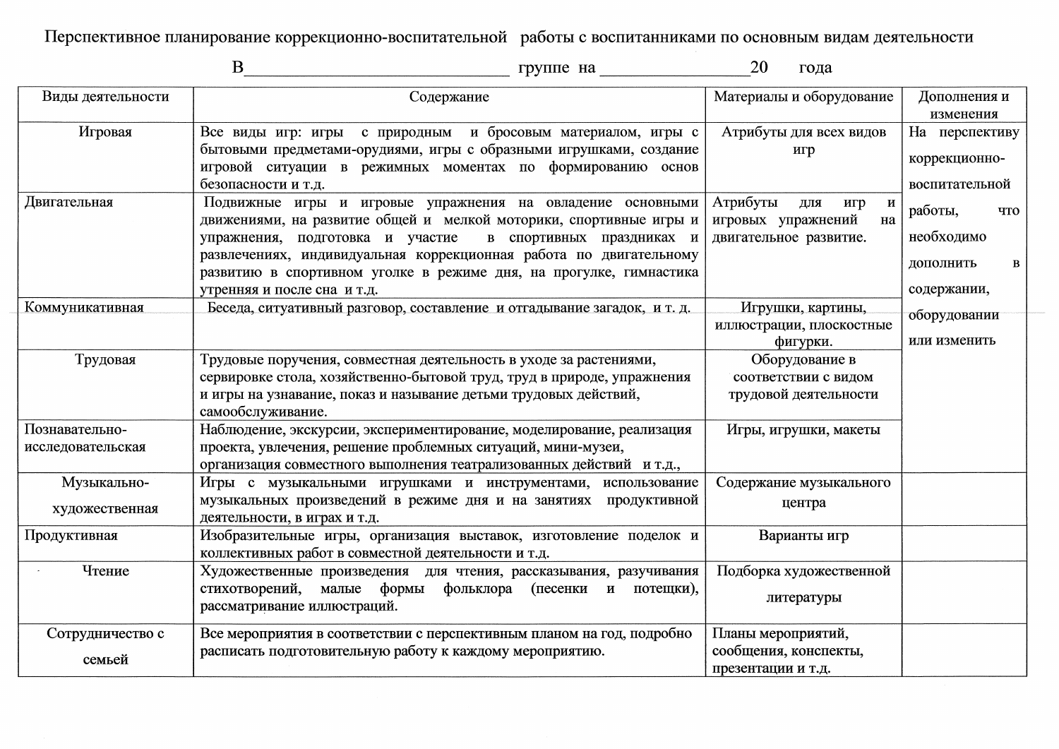Перспективное планирование коррекционно-воспитательной работы с воспитанниками по основным видам деятельности

В______________________________ группе на _________________20 года

| Виды деятельности | Содержание | Материалы и оборудование | Дополнения и изменения |
|---|---|---|---|
| Игровая | Все виды игр: игры с природным и бросовым материалом, игры с бытовыми предметами-орудиями, игры с образными игрушками, создание игровой ситуации в режимных моментах по формированию основ безопасности и т.д. | Атрибуты для всех видов игр | На перспективу коррекционно-воспитательной работы, что необходимо дополнить в содержании, оборудовании или изменить |
| Двигательная | Подвижные игры и игровые упражнения на овладение основными движениями, на развитие общей и мелкой моторики, спортивные игры и упражнения, подготовка и участие в спортивных праздниках и развлечениях, индивидуальная коррекционная работа по двигательному развитию в спортивном уголке в режиме дня, на прогулке, гимнастика утренняя и после сна и т.д. | Атрибуты для игр и игровых упражнений на двигательное развитие. | |
| Коммуникативная | Беседа, ситуативный разговор, составление и отгадывание загадок, и т. д. | Игрушки, картины, иллюстрации, плоскостные фигурки. | |
| Трудовая | Трудовые поручения, совместная деятельность в уходе за растениями, сервировке стола, хозяйственно-бытовой труд, труд в природе, упражнения и игры на узнавание, показ и называние детьми трудовых действий, самообслуживание. | Оборудование в соответствии с видом трудовой деятельности | |
| Познавательно-исследовательская | Наблюдение, экскурсии, экспериментирование, моделирование, реализация проекта, увлечения, решение проблемных ситуаций, мини-музеи, организация совместного выполнения театрализованных действий и т.д., | Игры, игрушки, макеты | |
| Музыкально-художественная | Игры с музыкальными игрушками и инструментами, использование музыкальных произведений в режиме дня и на занятиях продуктивной деятельности, в играх и т.д. | Содержание музыкального центра | |
| Продуктивная | Изобразительные игры, организация выставок, изготовление поделок и коллективных работ в совместной деятельности и т.д. | Варианты игр | |
| Чтение | Художественные произведения для чтения, рассказывания, разучивания стихотворений, малые формы фольклора (песенки и потешки), рассматривание иллюстраций. | Подборка художественной литературы | |
| Сотрудничество с семьей | Все мероприятия в соответствии с перспективным планом на год, подробно расписать подготовительную работу к каждому мероприятию. | Планы мероприятий, сообщения, конспекты, презентации и т.д. | |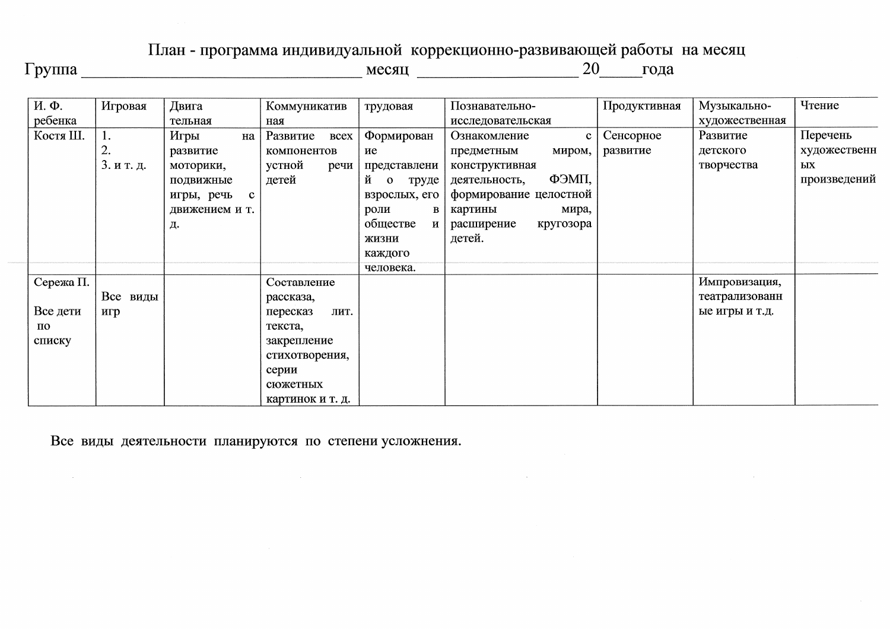# План - программа индивидуальной коррекционно-развивающей работы на месяц

Группа _______________________________ месяц ___________________ 20_____года

| И. Ф. ребенка | Игровая | Двигательная | Коммуникативная | трудовая | Познавательно-исследовательская | Продуктивная | Музыкально-художественная | Чтение |
|---|---|---|---|---|---|---|---|---|
| Костя Ш. | 1.<br>2.<br>3. и т. д. | Игры на развитие моторики, подвижные игры, речь с движением и т. д. | Развитие всех компонентов устной речи детей | Формирование представлений о труде взрослых, его роли в обществе и жизни каждого человека. | Ознакомление с предметным миром, конструктивная деятельность, ФЭМП, формирование целостной картины мира, расширение кругозора детей. | Сенсорное развитие | Развитие детского творчества | Перечень художественных произведений |
| Сережа П.<br><br>Все дети по списку | Все виды игр | | Составление рассказа, пересказ лит. текста, закрепление стихотворения, серии сюжетных картинок и т. д. | | | | Импровизация, театрализованные игры и т.д. | |

Все виды деятельности планируются по степени усложнения.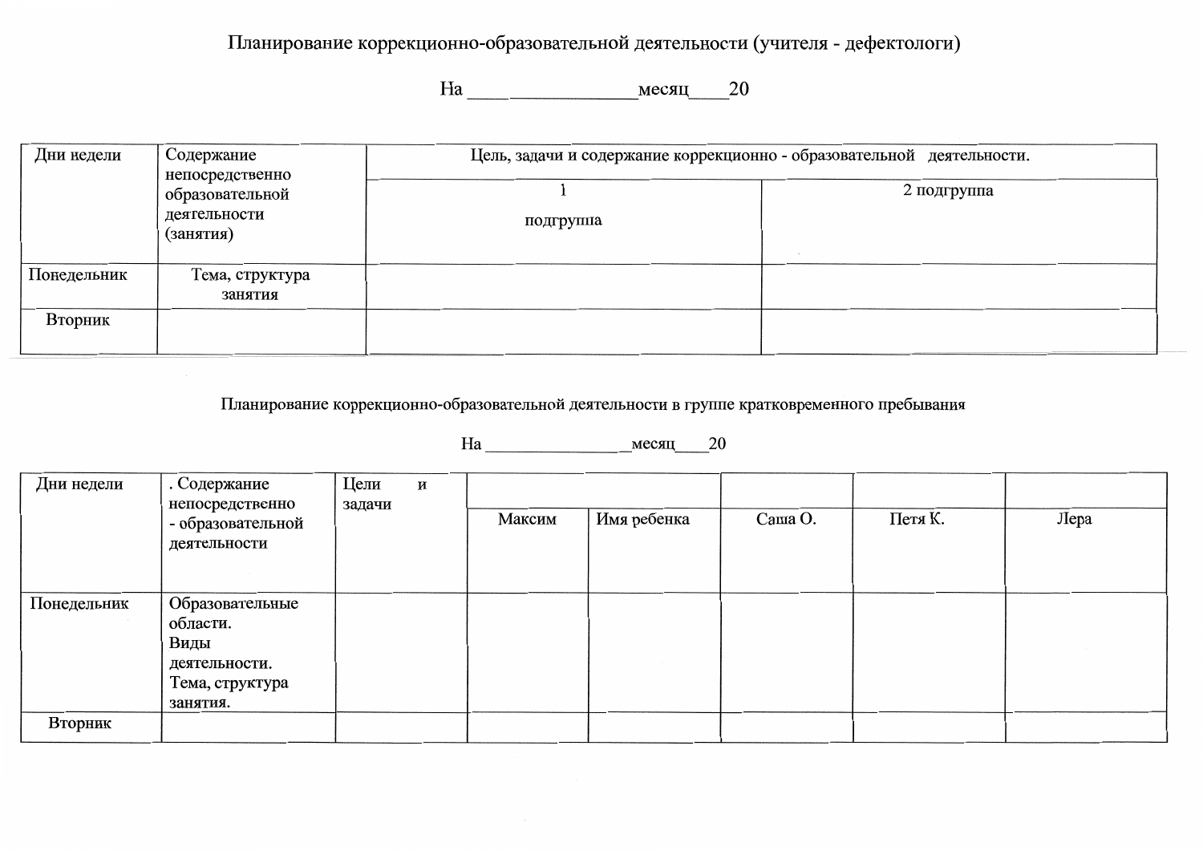Планирование коррекционно-образовательной деятельности (учителя - дефектологи)

На ________________месяц____20

| Дни недели | Содержание непосредственно образовательной деятельности (занятия) | Цель, задачи и содержание коррекционно - образовательной деятельности. | |
|---|---|---|---|
| | | 1 подгруппа | 2 подгруппа |
| Понедельник | Тема, структура занятия | | |
| Вторник | | | |

Планирование коррекционно-образовательной деятельности в группе кратковременного пребывания

На ________________месяц____20

| Дни недели | . Содержание непосредственно - образовательной деятельности | Цели и задачи | | | | | |
|---|---|---|---|---|---|---|---|
| | | | Максим | Имя ребенка | Саша О. | Петя К. | Лера |
| Понедельник | Образовательные области. Виды деятельности. Тема, структура занятия. | | | | | | |
| Вторник | | | | | | | |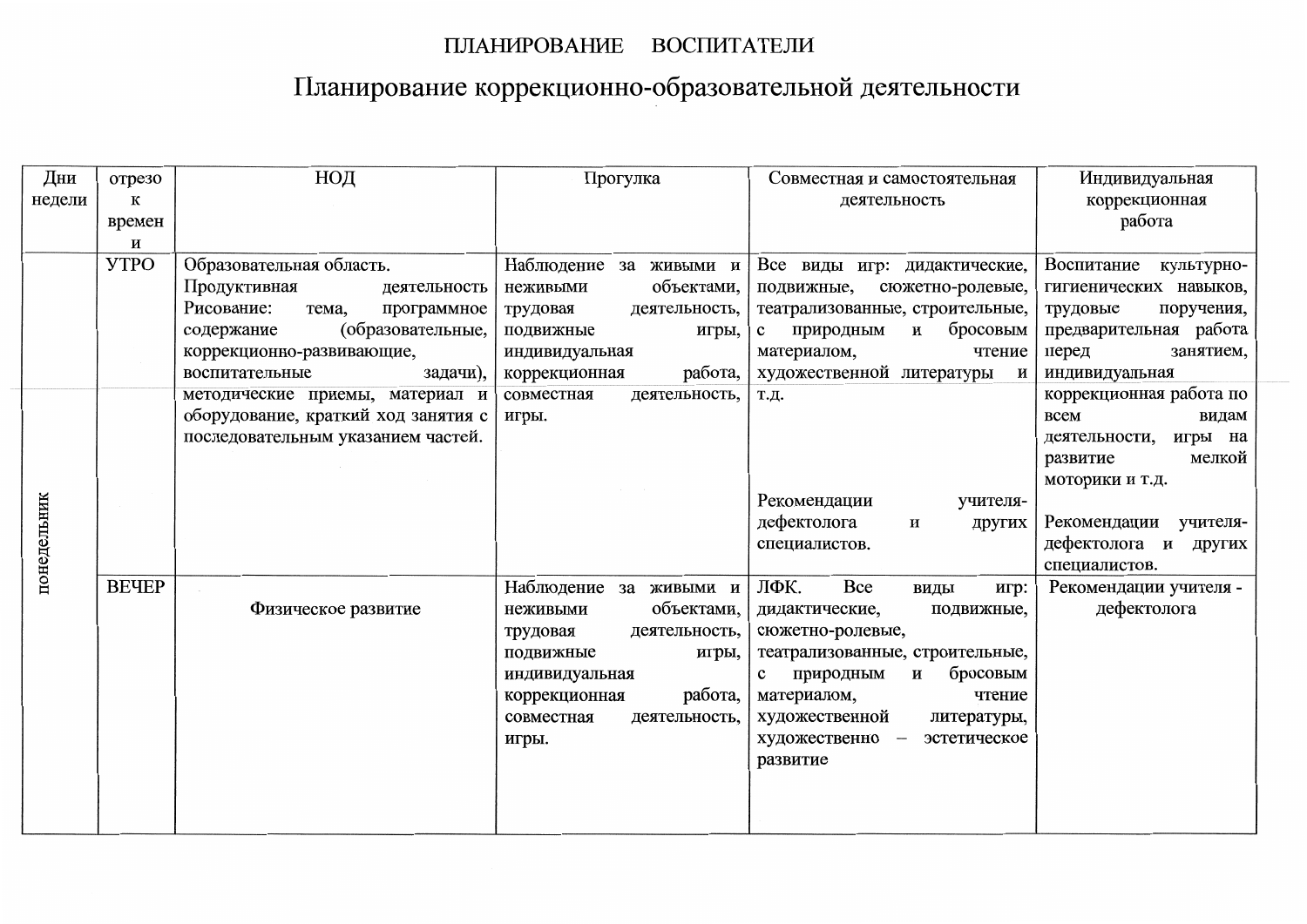ПЛАНИРОВАНИЕ ВОСПИТАТЕЛИ

# Планирование коррекционно-образовательной деятельности

| Дни недели | отрезок времени | НОД | Прогулка | Совместная и самостоятельная деятельность | Индивидуальная коррекционная работа |
|---|---|---|---|---|---|
| понедельник | УТРО | Образовательная область. Продуктивная деятельность Рисование: тема, программное содержание (образовательные, коррекционно-развивающие, воспитательные задачи), методические приемы, материал и оборудование, краткий ход занятия с последовательным указанием частей. | Наблюдение за живыми и неживыми объектами, трудовая деятельность, подвижные игры, индивидуальная коррекционная работа, совместная деятельность, игры. | Все виды игр: дидактические, подвижные, сюжетно-ролевые, театрализованные, строительные, с природным и бросовым материалом, чтение художественной литературы и т.д.<br><br>Рекомендации учителя-дефектолога и других специалистов. | Воспитание культурно-гигиенических навыков, трудовые поручения, предварительная работа перед занятием, индивидуальная коррекционная работа по всем видам деятельности, игры на развитие мелкой моторики и т.д.<br><br>Рекомендации учителя-дефектолога и других специалистов. |
| | ВЕЧЕР | Физическое развитие | Наблюдение за живыми и неживыми объектами, трудовая деятельность, подвижные игры, индивидуальная коррекционная работа, совместная деятельность, игры. | ЛФК. Все виды игр: дидактические, подвижные, сюжетно-ролевые, театрализованные, строительные, с природным и бросовым материалом, чтение художественной литературы, художественно – эстетическое развитие | Рекомендации учителя - дефектолога |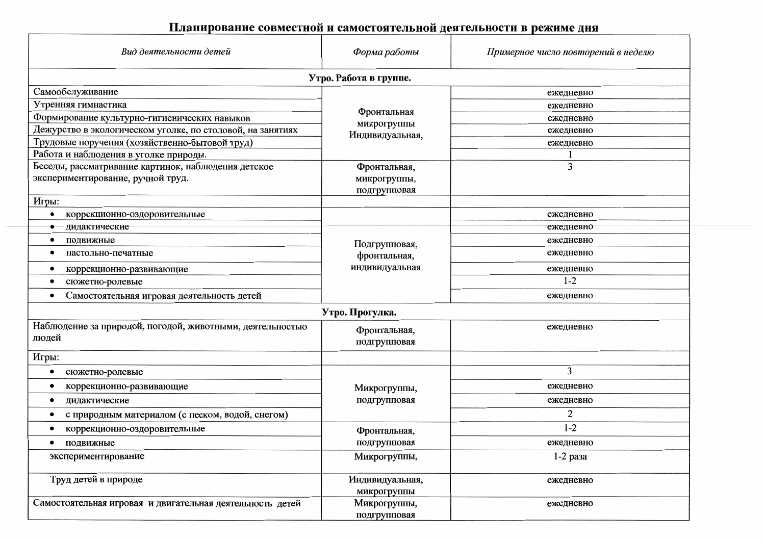## Планирование совместной и самостоятельной деятельности в режиме дня

| *Вид деятельности детей* | *Форма работы* | *Примерное число повторений в неделю* |
|---|---|---|
| **Утро. Работа в группе.** | | |
| Самообслуживание | Фронтальная микрогруппы Индивидуальная, | ежедневно |
| Утренняя гимнастика | | ежедневно |
| Формирование культурно-гигиенических навыков | | ежедневно |
| Дежурство в экологическом уголке, по столовой, на занятиях | | ежедневно |
| Трудовые поручения (хозяйственно-бытовой труд) | | ежедневно |
| Работа и наблюдения в уголке природы. | | 1 |
| Беседы, рассматривание картинок, наблюдения детское экспериментирование, ручной труд. | Фронтальная, микрогруппы, подгрупповая | 3 |
| Игры: | | |
| • коррекционно-оздоровительные | Подгрупповая, фронтальная, индивидуальная | ежедневно |
| • дидактические | | ежедневно |
| • подвижные | | ежедневно |
| • настольно-печатные | | ежедневно |
| • коррекционно-развивающие | | ежедневно |
| • сюжетно-ролевые | | 1-2 |
| • Самостоятельная игровая деятельность детей | | ежедневно |
| **Утро. Прогулка.** | | |
| Наблюдение за природой, погодой, животными, деятельностью людей | Фронтальная, подгрупповая | ежедневно |
| Игры: | | |
| • сюжетно-ролевые | Микрогруппы, подгрупповая | 3 |
| • коррекционно-развивающие | | ежедневно |
| • дидактические | | ежедневно |
| • с природным материалом (с песком, водой, снегом) | | 2 |
| • коррекционно-оздоровительные | Фронтальная, подгрупповая | 1-2 |
| • подвижные | | ежедневно |
| экспериментирование | Микрогруппы, | 1-2 раза |
| Труд детей в природе | Индивидуальная, микрогруппы | ежедневно |
| Самостоятельная игровая и двигательная деятельность детей | Микрогруппы, подгрупповая | ежедневно |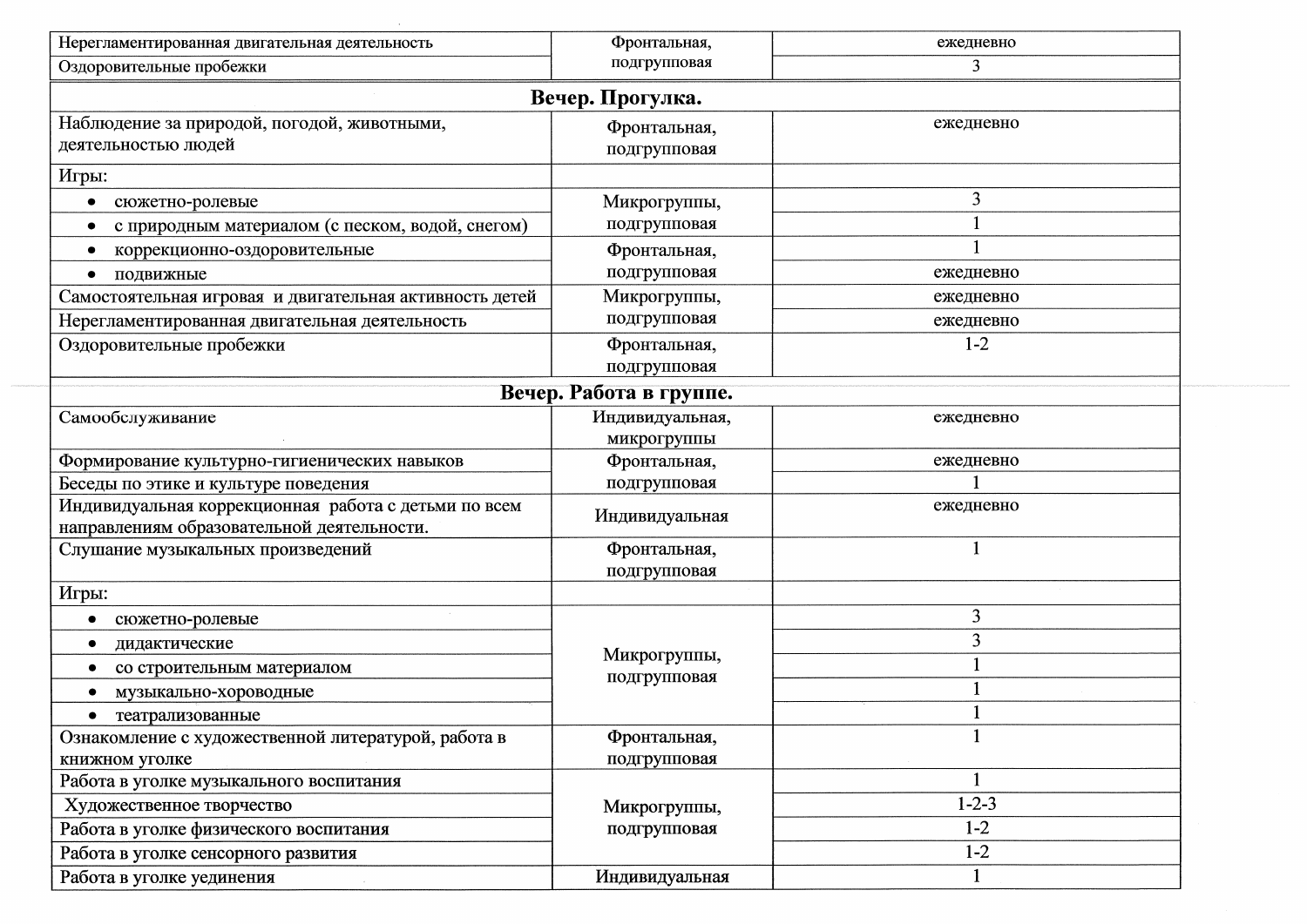| | | |
|---|---|---|
| Нерегламентированная двигательная деятельность | Фронтальная, подгрупповая | ежедневно |
| Оздоровительные пробежки | | 3 |
| **Вечер. Прогулка.** | | |
| Наблюдение за природой, погодой, животными, деятельностью людей | Фронтальная, подгрупповая | ежедневно |
| Игры: | | |
| • сюжетно-ролевые | Микрогруппы, подгрупповая | 3 |
| • с природным материалом (с песком, водой, снегом) | | 1 |
| • коррекционно-оздоровительные | Фронтальная, подгрупповая | 1 |
| • подвижные | | ежедневно |
| Самостоятельная игровая и двигательная активность детей | Микрогруппы, подгрупповая | ежедневно |
| Нерегламентированная двигательная деятельность | | ежедневно |
| Оздоровительные пробежки | Фронтальная, подгрупповая | 1-2 |
| **Вечер. Работа в группе.** | | |
| Самообслуживание | Индивидуальная, микрогруппы | ежедневно |
| Формирование культурно-гигиенических навыков | Фронтальная, подгрупповая | ежедневно |
| Беседы по этике и культуре поведения | | 1 |
| Индивидуальная коррекционная работа с детьми по всем направлениям образовательной деятельности. | Индивидуальная | ежедневно |
| Слушание музыкальных произведений | Фронтальная, подгрупповая | 1 |
| Игры: | | |
| • сюжетно-ролевые | Микрогруппы, подгрупповая | 3 |
| • дидактические | | 3 |
| • со строительным материалом | | 1 |
| • музыкально-хороводные | | 1 |
| • театрализованные | | 1 |
| Ознакомление с художественной литературой, работа в книжном уголке | Фронтальная, подгрупповая | 1 |
| Работа в уголке музыкального воспитания | Микрогруппы, подгрупповая | 1 |
| Художественное творчество | | 1-2-3 |
| Работа в уголке физического воспитания | | 1-2 |
| Работа в уголке сенсорного развития | | 1-2 |
| Работа в уголке уединения | Индивидуальная | 1 |